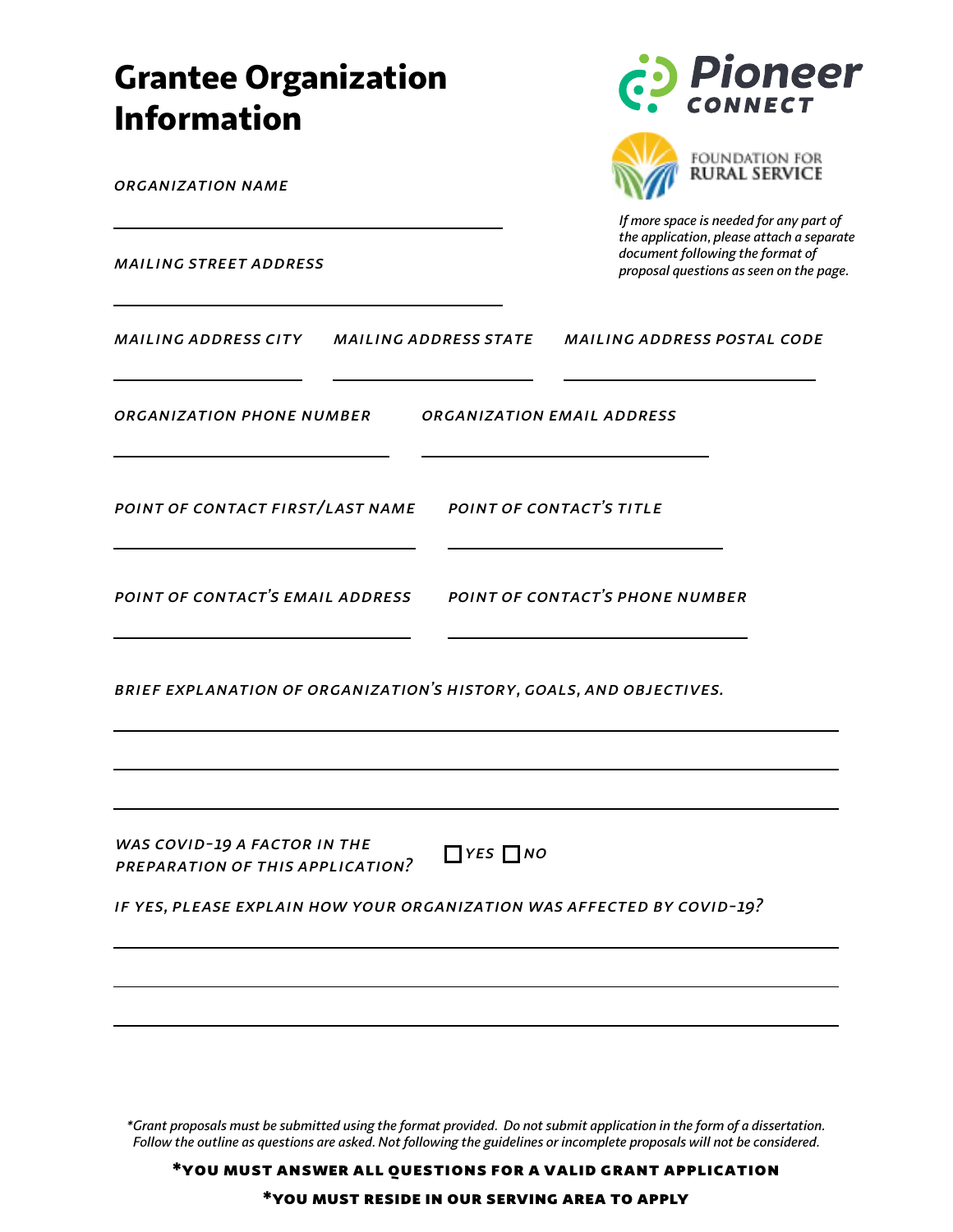# Grantee Organization Information

Pioneer CONNECT

FOUNDATION FOR RURAL SERVICE

*If more space is needed for any part of the application, please attach a separate document following the format of proposal questions as seen on the page.*

*ORGANIZATION NAME*

______________________________

*MAILING STREET ADDRESS*

______________________________

*MAILING ADDRESS CITY* ______________ *MAILING ADDRESS STATE* ______________ *MAILING ADDRESS POSTAL CODE* ______________

*ORGANIZATION PHONE NUMBER* ______________ *ORGANIZATION EMAIL ADDRESS* ______________

*POINT OF CONTACT FIRST/LAST NAME* ______________ *POINT OF CONTACT'S TITLE* ______________

*POINT OF CONTACT'S EMAIL ADDRESS* ______________ *POINT OF CONTACT'S PHONE NUMBER* ______________

*BRIEF EXPLANATION OF ORGANIZATION'S HISTORY, GOALS, AND OBJECTIVES.*

______________________________

______________________________

______________________________

*WAS COVID-19 A FACTOR IN THE PREPARATION OF THIS APPLICATION?* ☐ *YES* ☐ *NO*

*IF YES, PLEASE EXPLAIN HOW YOUR ORGANIZATION WAS AFFECTED BY COVID-19?*

______________________________

______________________________

______________________________

*\*Grant proposals must be submitted using the format provided. Do not submit application in the form of a dissertation. Follow the outline as questions are asked. Not following the guidelines or incomplete proposals will not be considered.*

**\*YOU MUST ANSWER ALL QUESTIONS FOR A VALID GRANT APPLICATION**

**\*YOU MUST RESIDE IN OUR SERVING AREA TO APPLY**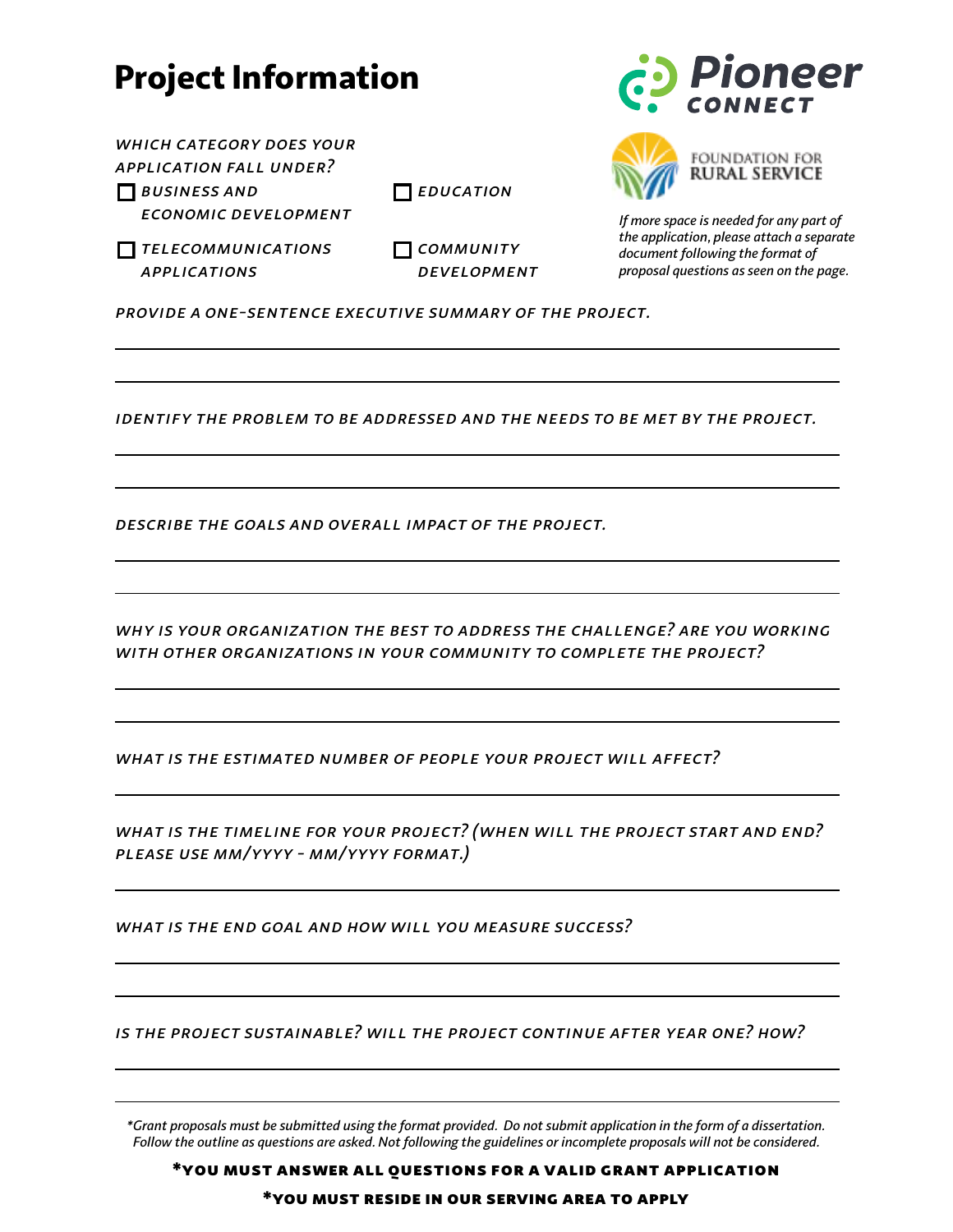# Project Information

Pioneer CONNECT

FOUNDATION FOR RURAL SERVICE

*If more space is needed for any part of the application, please attach a separate document following the format of proposal questions as seen on the page.*

*WHICH CATEGORY DOES YOUR APPLICATION FALL UNDER?*

- ☐ *BUSINESS AND ECONOMIC DEVELOPMENT*
- ☐ *EDUCATION*
- ☐ *TELECOMMUNICATIONS APPLICATIONS*
- ☐ *COMMUNITY DEVELOPMENT*

*PROVIDE A ONE-SENTENCE EXECUTIVE SUMMARY OF THE PROJECT.*

______________________________________________________________________

______________________________________________________________________

*IDENTIFY THE PROBLEM TO BE ADDRESSED AND THE NEEDS TO BE MET BY THE PROJECT.*

______________________________________________________________________

______________________________________________________________________

*DESCRIBE THE GOALS AND OVERALL IMPACT OF THE PROJECT.*

______________________________________________________________________

______________________________________________________________________

*WHY IS YOUR ORGANIZATION THE BEST TO ADDRESS THE CHALLENGE? ARE YOU WORKING WITH OTHER ORGANIZATIONS IN YOUR COMMUNITY TO COMPLETE THE PROJECT?*

______________________________________________________________________

______________________________________________________________________

*WHAT IS THE ESTIMATED NUMBER OF PEOPLE YOUR PROJECT WILL AFFECT?*

______________________________________________________________________

*WHAT IS THE TIMELINE FOR YOUR PROJECT? (WHEN WILL THE PROJECT START AND END? PLEASE USE MM/YYYY - MM/YYYY FORMAT.)*

______________________________________________________________________

*WHAT IS THE END GOAL AND HOW WILL YOU MEASURE SUCCESS?*

______________________________________________________________________

______________________________________________________________________

*IS THE PROJECT SUSTAINABLE? WILL THE PROJECT CONTINUE AFTER YEAR ONE? HOW?*

______________________________________________________________________

______________________________________________________________________

*\*Grant proposals must be submitted using the format provided. Do not submit application in the form of a dissertation. Follow the outline as questions are asked. Not following the guidelines or incomplete proposals will not be considered.*

**\*YOU MUST ANSWER ALL QUESTIONS FOR A VALID GRANT APPLICATION**

**\*YOU MUST RESIDE IN OUR SERVING AREA TO APPLY**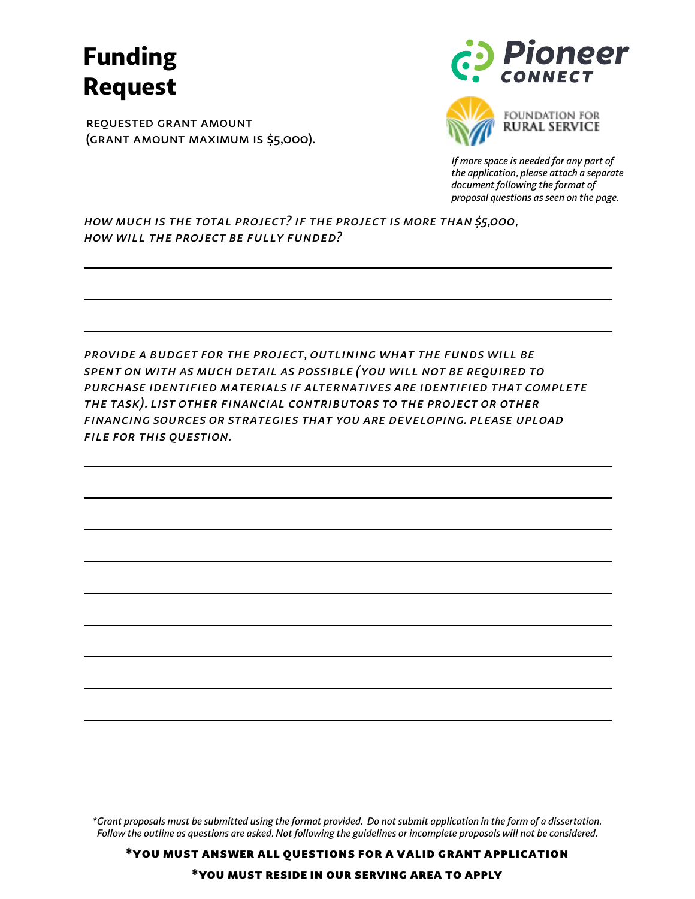# Funding Request

REQUESTED GRANT AMOUNT
(GRANT AMOUNT MAXIMUM IS $5,000).

Pioneer CONNECT

FOUNDATION FOR RURAL SERVICE

*If more space is needed for any part of the application, please attach a separate document following the format of proposal questions as seen on the page.*

*HOW MUCH IS THE TOTAL PROJECT? IF THE PROJECT IS MORE THAN $5,000, HOW WILL THE PROJECT BE FULLY FUNDED?*

___

___

___

*PROVIDE A BUDGET FOR THE PROJECT, OUTLINING WHAT THE FUNDS WILL BE SPENT ON WITH AS MUCH DETAIL AS POSSIBLE (YOU WILL NOT BE REQUIRED TO PURCHASE IDENTIFIED MATERIALS IF ALTERNATIVES ARE IDENTIFIED THAT COMPLETE THE TASK). LIST OTHER FINANCIAL CONTRIBUTORS TO THE PROJECT OR OTHER FINANCING SOURCES OR STRATEGIES THAT YOU ARE DEVELOPING. PLEASE UPLOAD FILE FOR THIS QUESTION.*

___

___

___

___

___

___

___

___

___

*\*Grant proposals must be submitted using the format provided. Do not submit application in the form of a dissertation. Follow the outline as questions are asked. Not following the guidelines or incomplete proposals will not be considered.*

**\*YOU MUST ANSWER ALL QUESTIONS FOR A VALID GRANT APPLICATION**

**\*YOU MUST RESIDE IN OUR SERVING AREA TO APPLY**